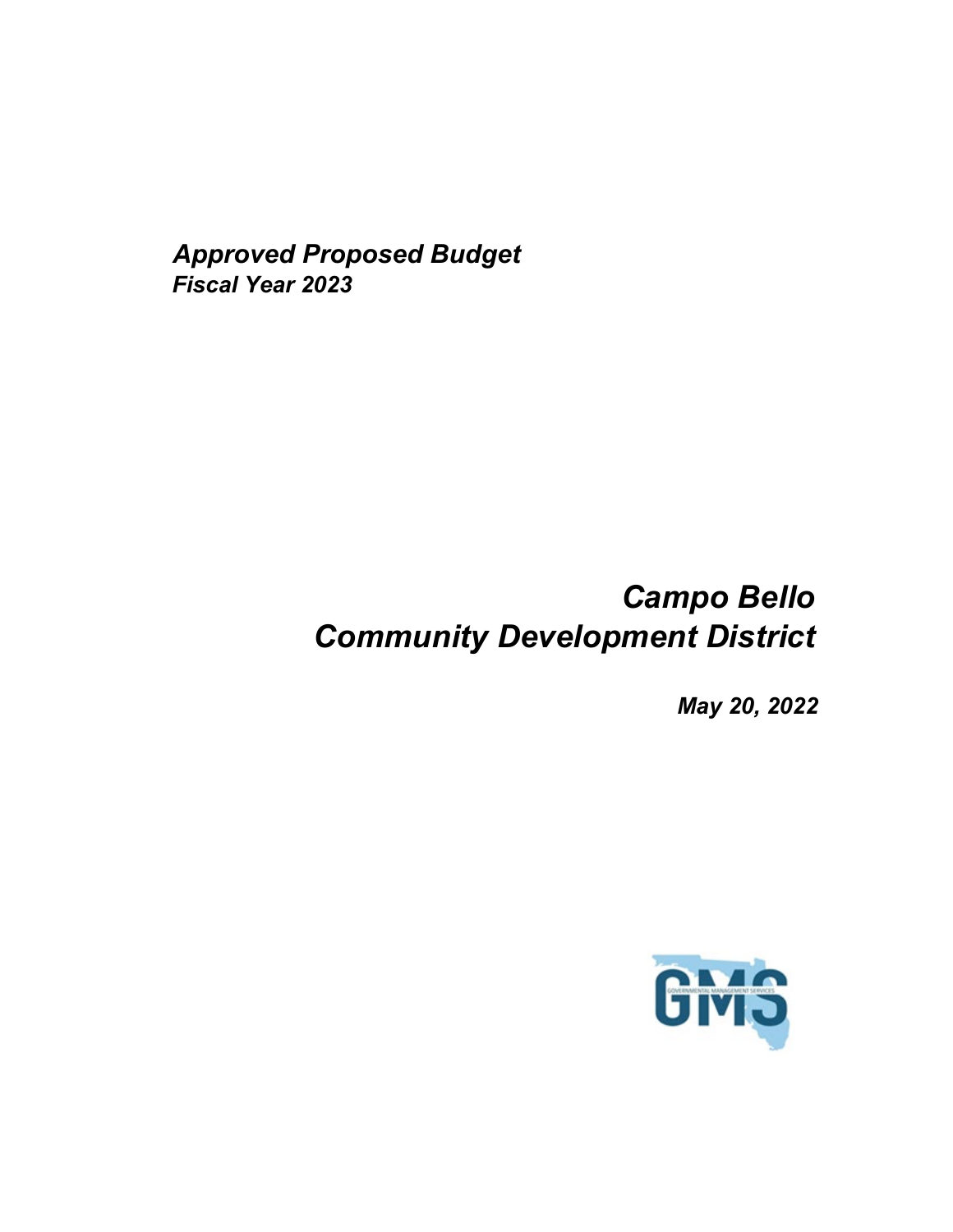***Approved Proposed Budget***
***Fiscal Year 2023***

# *Campo Bello Community Development District*

***May 20, 2022***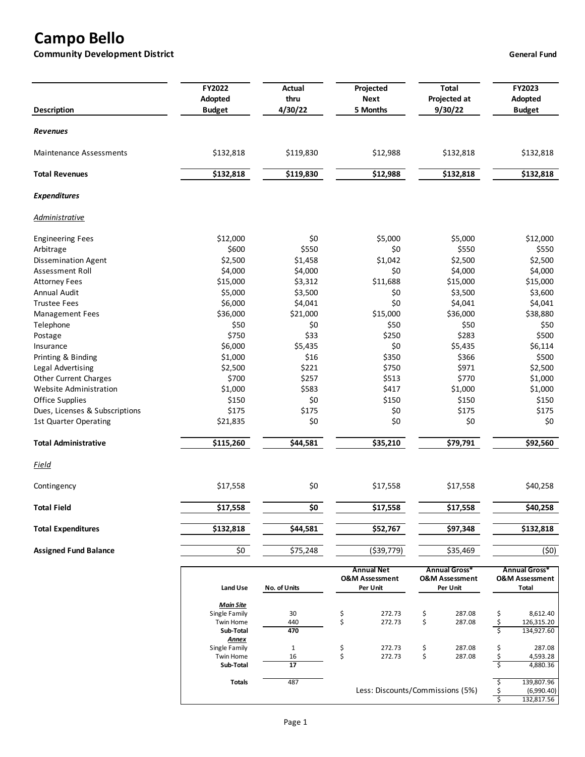# Campo Bello

**Community Development District** — **General Fund**

| Description | FY2022 Adopted Budget | Actual thru 4/30/22 | Projected Next 5 Months | Total Projected at 9/30/22 | FY2023 Adopted Budget |
|---|---|---|---|---|---|
| ***Revenues*** | | | | | |
| Maintenance Assessments | $132,818 | $119,830 | $12,988 | $132,818 | $132,818 |
| **Total Revenues** | **$132,818** | **$119,830** | **$12,988** | **$132,818** | **$132,818** |
| ***Expenditures*** | | | | | |
| *Administrative* | | | | | |
| Engineering Fees | $12,000 | $0 | $5,000 | $5,000 | $12,000 |
| Arbitrage | $600 | $550 | $0 | $550 | $550 |
| Dissemination Agent | $2,500 | $1,458 | $1,042 | $2,500 | $2,500 |
| Assessment Roll | $4,000 | $4,000 | $0 | $4,000 | $4,000 |
| Attorney Fees | $15,000 | $3,312 | $11,688 | $15,000 | $15,000 |
| Annual Audit | $5,000 | $3,500 | $0 | $3,500 | $3,600 |
| Trustee Fees | $6,000 | $4,041 | $0 | $4,041 | $4,041 |
| Management Fees | $36,000 | $21,000 | $15,000 | $36,000 | $38,880 |
| Telephone | $50 | $0 | $50 | $50 | $50 |
| Postage | $750 | $33 | $250 | $283 | $500 |
| Insurance | $6,000 | $5,435 | $0 | $5,435 | $6,114 |
| Printing & Binding | $1,000 | $16 | $350 | $366 | $500 |
| Legal Advertising | $2,500 | $221 | $750 | $971 | $2,500 |
| Other Current Charges | $700 | $257 | $513 | $770 | $1,000 |
| Website Administration | $1,000 | $583 | $417 | $1,000 | $1,000 |
| Office Supplies | $150 | $0 | $150 | $150 | $150 |
| Dues, Licenses & Subscriptions | $175 | $175 | $0 | $175 | $175 |
| 1st Quarter Operating | $21,835 | $0 | $0 | $0 | $0 |
| **Total Administrative** | **$115,260** | **$44,581** | **$35,210** | **$79,791** | **$92,560** |
| *Field* | | | | | |
| Contingency | $17,558 | $0 | $17,558 | $17,558 | $40,258 |
| **Total Field** | **$17,558** | **$0** | **$17,558** | **$17,558** | **$40,258** |
| **Total Expenditures** | **$132,818** | **$44,581** | **$52,767** | **$97,348** | **$132,818** |
| **Assigned Fund Balance** | $0 | $75,248 | ($39,779) | $35,469 | ($0) |

| Land Use | No. of Units | Annual Net O&M Assessment Per Unit | Annual Gross* O&M Assessment Per Unit | Annual Gross* O&M Assessment Total |
|---|---|---|---|---|
| ***Main Site*** | | | | |
| Single Family | 30 | $ 272.73 | $ 287.08 | $ 8,612.40 |
| Twin Home | 440 | $ 272.73 | $ 287.08 | $ 126,315.20 |
| **Sub-Total** | **470** | | | $ 134,927.60 |
| ***Annex*** | | | | |
| Single Family | 1 | $ 272.73 | $ 287.08 | $ 287.08 |
| Twin Home | 16 | $ 272.73 | $ 287.08 | $ 4,593.28 |
| **Sub-Total** | **17** | | | $ 4,880.36 |
| **Totals** | 487 | | | $ 139,807.96 |
| | | Less: Discounts/Commissions (5%) | | $ (6,990.40) |
| | | | | $ 132,817.56 |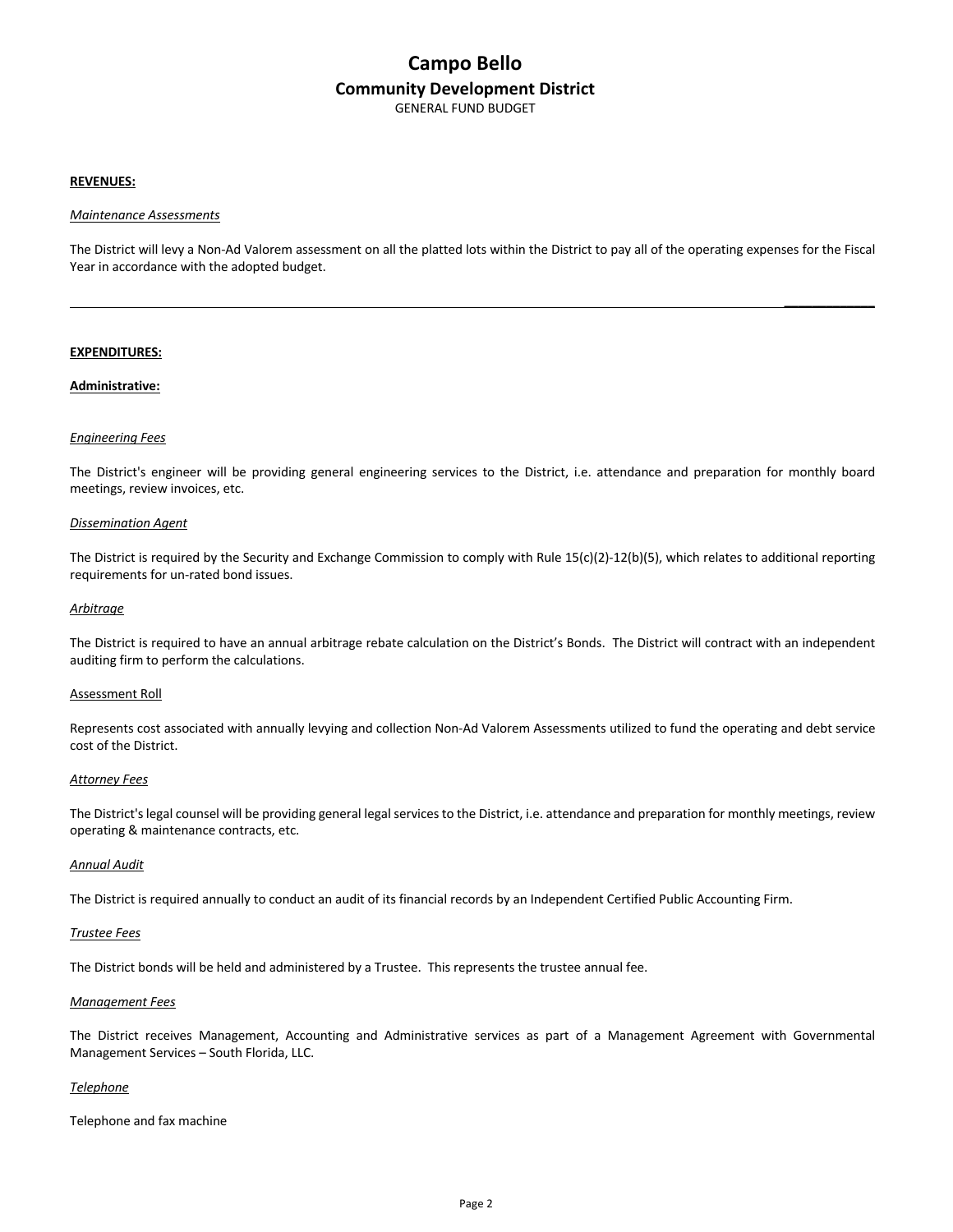# Campo Bello

## Community Development District

GENERAL FUND BUDGET

**REVENUES:**

*Maintenance Assessments*

The District will levy a Non-Ad Valorem assessment on all the platted lots within the District to pay all of the operating expenses for the Fiscal Year in accordance with the adopted budget.

---

**EXPENDITURES:**

**Administrative:**

*Engineering Fees*

The District's engineer will be providing general engineering services to the District, i.e. attendance and preparation for monthly board meetings, review invoices, etc.

*Dissemination Agent*

The District is required by the Security and Exchange Commission to comply with Rule 15(c)(2)-12(b)(5), which relates to additional reporting requirements for un-rated bond issues.

*Arbitrage*

The District is required to have an annual arbitrage rebate calculation on the District's Bonds. The District will contract with an independent auditing firm to perform the calculations.

Assessment Roll

Represents cost associated with annually levying and collection Non-Ad Valorem Assessments utilized to fund the operating and debt service cost of the District.

*Attorney Fees*

The District's legal counsel will be providing general legal services to the District, i.e. attendance and preparation for monthly meetings, review operating & maintenance contracts, etc.

*Annual Audit*

The District is required annually to conduct an audit of its financial records by an Independent Certified Public Accounting Firm.

*Trustee Fees*

The District bonds will be held and administered by a Trustee. This represents the trustee annual fee.

*Management Fees*

The District receives Management, Accounting and Administrative services as part of a Management Agreement with Governmental Management Services – South Florida, LLC.

*Telephone*

Telephone and fax machine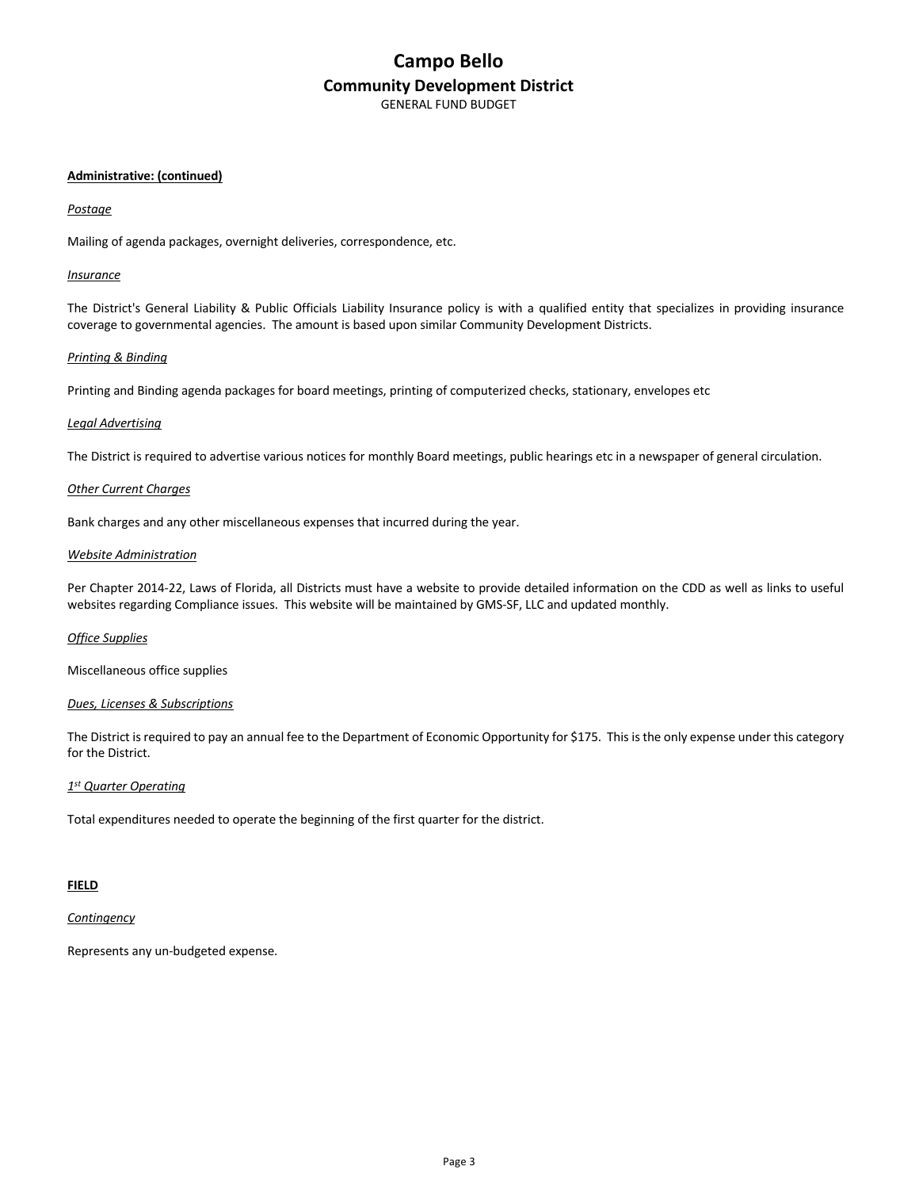# Campo Bello
## Community Development District
GENERAL FUND BUDGET

**Administrative: (continued)**

*Postage*

Mailing of agenda packages, overnight deliveries, correspondence, etc.

*Insurance*

The District's General Liability & Public Officials Liability Insurance policy is with a qualified entity that specializes in providing insurance coverage to governmental agencies. The amount is based upon similar Community Development Districts.

*Printing & Binding*

Printing and Binding agenda packages for board meetings, printing of computerized checks, stationary, envelopes etc

*Legal Advertising*

The District is required to advertise various notices for monthly Board meetings, public hearings etc in a newspaper of general circulation.

*Other Current Charges*

Bank charges and any other miscellaneous expenses that incurred during the year.

*Website Administration*

Per Chapter 2014-22, Laws of Florida, all Districts must have a website to provide detailed information on the CDD as well as links to useful websites regarding Compliance issues. This website will be maintained by GMS-SF, LLC and updated monthly.

*Office Supplies*

Miscellaneous office supplies

*Dues, Licenses & Subscriptions*

The District is required to pay an annual fee to the Department of Economic Opportunity for $175. This is the only expense under this category for the District.

*1st Quarter Operating*

Total expenditures needed to operate the beginning of the first quarter for the district.

**FIELD**

*Contingency*

Represents any un-budgeted expense.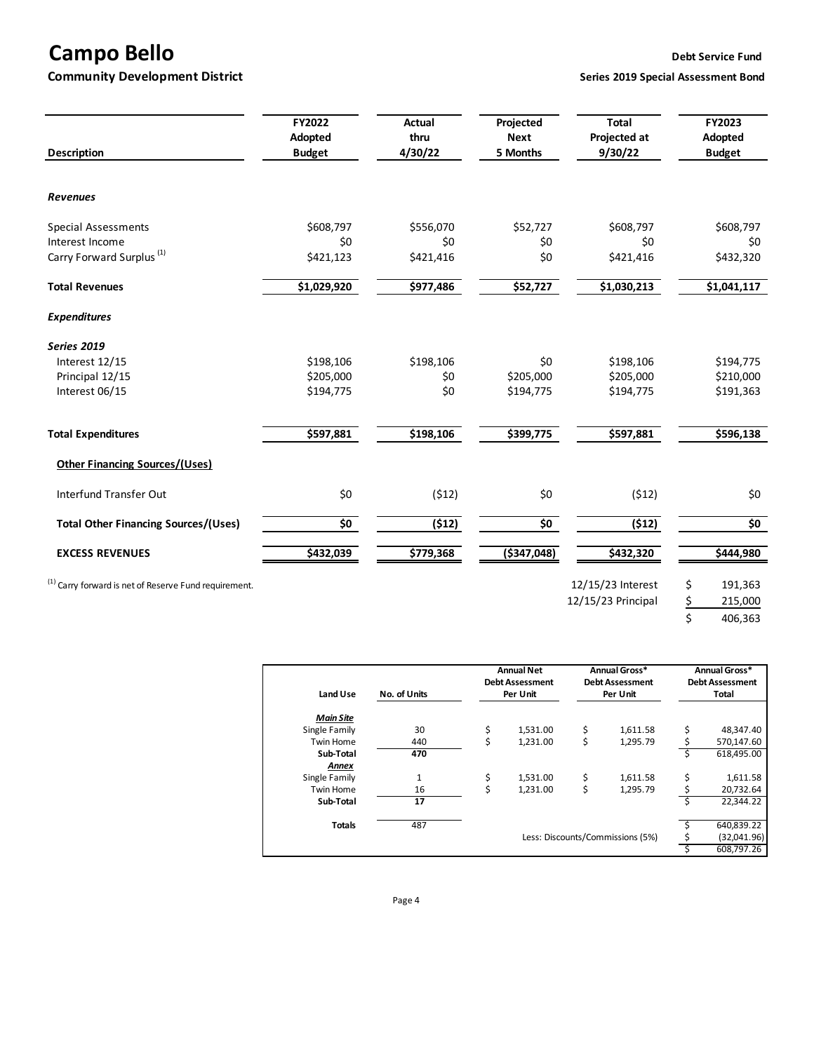# Campo Bello

## Community Development District

**Debt Service Fund**

**Series 2019 Special Assessment Bond**

| Description | FY2022 Adopted Budget | Actual thru 4/30/22 | Projected Next 5 Months | Total Projected at 9/30/22 | FY2023 Adopted Budget |
|---|---|---|---|---|---|
| ***Revenues*** | | | | | |
| Special Assessments | $608,797 | $556,070 | $52,727 | $608,797 | $608,797 |
| Interest Income | $0 | $0 | $0 | $0 | $0 |
| Carry Forward Surplus [(1)] | $421,123 | $421,416 | $0 | $421,416 | $432,320 |
| **Total Revenues** | **$1,029,920** | **$977,486** | **$52,727** | **$1,030,213** | **$1,041,117** |
| ***Expenditures*** | | | | | |
| ***Series 2019*** | | | | | |
| Interest 12/15 | $198,106 | $198,106 | $0 | $198,106 | $194,775 |
| Principal 12/15 | $205,000 | $0 | $205,000 | $205,000 | $210,000 |
| Interest 06/15 | $194,775 | $0 | $194,775 | $194,775 | $191,363 |
| **Total Expenditures** | **$597,881** | **$198,106** | **$399,775** | **$597,881** | **$596,138** |
| **Other Financing Sources/(Uses)** | | | | | |
| Interfund Transfer Out | $0 | ($12) | $0 | ($12) | $0 |
| **Total Other Financing Sources/(Uses)** | **$0** | **($12)** | **$0** | **($12)** | **$0** |
| **EXCESS REVENUES** | **$432,039** | **$779,368** | **($347,048)** | **$432,320** | **$444,980** |

[(1)] Carry forward is net of Reserve Fund requirement.

| | |
|---|---|
| 12/15/23 Interest | $ 191,363 |
| 12/15/23 Principal | $ 215,000 |
| | $ 406,363 |

| Land Use | No. of Units | Annual Net Debt Assessment Per Unit | Annual Gross* Debt Assessment Per Unit | Annual Gross* Debt Assessment Total |
|---|---|---|---|---|
| ***Main Site*** | | | | |
| Single Family | 30 | $ 1,531.00 | $ 1,611.58 | $ 48,347.40 |
| Twin Home | 440 | $ 1,231.00 | $ 1,295.79 | $ 570,147.60 |
| **Sub-Total** | **470** | | | $ 618,495.00 |
| ***Annex*** | | | | |
| Single Family | 1 | $ 1,531.00 | $ 1,611.58 | $ 1,611.58 |
| Twin Home | 16 | $ 1,231.00 | $ 1,295.79 | $ 20,732.64 |
| **Sub-Total** | **17** | | | $ 22,344.22 |
| **Totals** | 487 | | | $ 640,839.22 |
| | | | Less: Discounts/Commissions (5%) | $ (32,041.96) |
| | | | | $ 608,797.26 |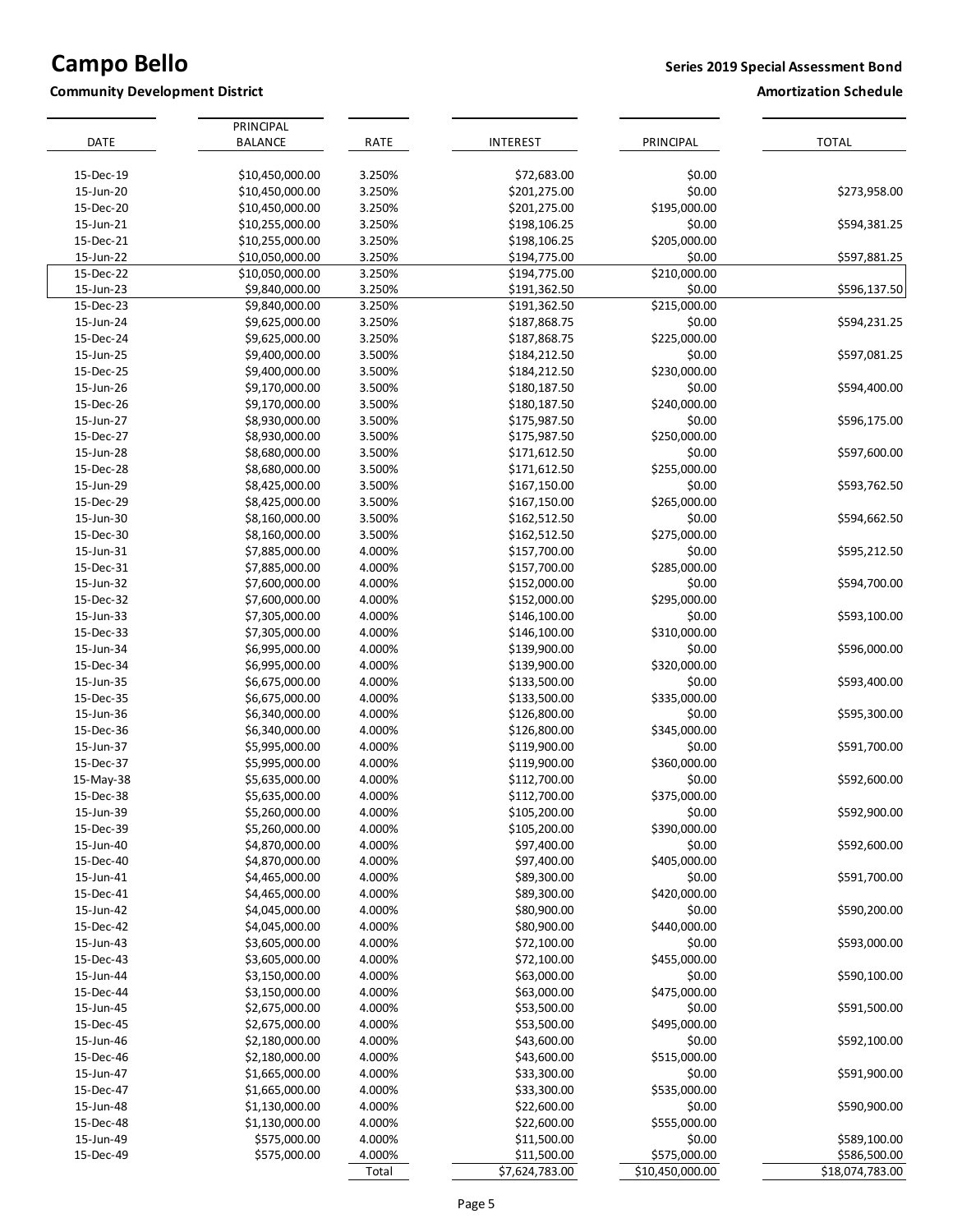# Campo Bello

**Community Development District**

**Series 2019 Special Assessment Bond**

**Amortization Schedule**

| DATE | PRINCIPAL BALANCE | RATE | INTEREST | PRINCIPAL | TOTAL |
|---|---|---|---|---|---|
| 15-Dec-19 | $10,450,000.00 | 3.250% | $72,683.00 | $0.00 | |
| 15-Jun-20 | $10,450,000.00 | 3.250% | $201,275.00 | $0.00 | $273,958.00 |
| 15-Dec-20 | $10,450,000.00 | 3.250% | $201,275.00 | $195,000.00 | |
| 15-Jun-21 | $10,255,000.00 | 3.250% | $198,106.25 | $0.00 | $594,381.25 |
| 15-Dec-21 | $10,255,000.00 | 3.250% | $198,106.25 | $205,000.00 | |
| 15-Jun-22 | $10,050,000.00 | 3.250% | $194,775.00 | $0.00 | $597,881.25 |
| 15-Dec-22 | $10,050,000.00 | 3.250% | $194,775.00 | $210,000.00 | |
| 15-Jun-23 | $9,840,000.00 | 3.250% | $191,362.50 | $0.00 | $596,137.50 |
| 15-Dec-23 | $9,840,000.00 | 3.250% | $191,362.50 | $215,000.00 | |
| 15-Jun-24 | $9,625,000.00 | 3.250% | $187,868.75 | $0.00 | $594,231.25 |
| 15-Dec-24 | $9,625,000.00 | 3.250% | $187,868.75 | $225,000.00 | |
| 15-Jun-25 | $9,400,000.00 | 3.500% | $184,212.50 | $0.00 | $597,081.25 |
| 15-Dec-25 | $9,400,000.00 | 3.500% | $184,212.50 | $230,000.00 | |
| 15-Jun-26 | $9,170,000.00 | 3.500% | $180,187.50 | $0.00 | $594,400.00 |
| 15-Dec-26 | $9,170,000.00 | 3.500% | $180,187.50 | $240,000.00 | |
| 15-Jun-27 | $8,930,000.00 | 3.500% | $175,987.50 | $0.00 | $596,175.00 |
| 15-Dec-27 | $8,930,000.00 | 3.500% | $175,987.50 | $250,000.00 | |
| 15-Jun-28 | $8,680,000.00 | 3.500% | $171,612.50 | $0.00 | $597,600.00 |
| 15-Dec-28 | $8,680,000.00 | 3.500% | $171,612.50 | $255,000.00 | |
| 15-Jun-29 | $8,425,000.00 | 3.500% | $167,150.00 | $0.00 | $593,762.50 |
| 15-Dec-29 | $8,425,000.00 | 3.500% | $167,150.00 | $265,000.00 | |
| 15-Jun-30 | $8,160,000.00 | 3.500% | $162,512.50 | $0.00 | $594,662.50 |
| 15-Dec-30 | $8,160,000.00 | 3.500% | $162,512.50 | $275,000.00 | |
| 15-Jun-31 | $7,885,000.00 | 4.000% | $157,700.00 | $0.00 | $595,212.50 |
| 15-Dec-31 | $7,885,000.00 | 4.000% | $157,700.00 | $285,000.00 | |
| 15-Jun-32 | $7,600,000.00 | 4.000% | $152,000.00 | $0.00 | $594,700.00 |
| 15-Dec-32 | $7,600,000.00 | 4.000% | $152,000.00 | $295,000.00 | |
| 15-Jun-33 | $7,305,000.00 | 4.000% | $146,100.00 | $0.00 | $593,100.00 |
| 15-Dec-33 | $7,305,000.00 | 4.000% | $146,100.00 | $310,000.00 | |
| 15-Jun-34 | $6,995,000.00 | 4.000% | $139,900.00 | $0.00 | $596,000.00 |
| 15-Dec-34 | $6,995,000.00 | 4.000% | $139,900.00 | $320,000.00 | |
| 15-Jun-35 | $6,675,000.00 | 4.000% | $133,500.00 | $0.00 | $593,400.00 |
| 15-Dec-35 | $6,675,000.00 | 4.000% | $133,500.00 | $335,000.00 | |
| 15-Jun-36 | $6,340,000.00 | 4.000% | $126,800.00 | $0.00 | $595,300.00 |
| 15-Dec-36 | $6,340,000.00 | 4.000% | $126,800.00 | $345,000.00 | |
| 15-Jun-37 | $5,995,000.00 | 4.000% | $119,900.00 | $0.00 | $591,700.00 |
| 15-Dec-37 | $5,995,000.00 | 4.000% | $119,900.00 | $360,000.00 | |
| 15-May-38 | $5,635,000.00 | 4.000% | $112,700.00 | $0.00 | $592,600.00 |
| 15-Dec-38 | $5,635,000.00 | 4.000% | $112,700.00 | $375,000.00 | |
| 15-Jun-39 | $5,260,000.00 | 4.000% | $105,200.00 | $0.00 | $592,900.00 |
| 15-Dec-39 | $5,260,000.00 | 4.000% | $105,200.00 | $390,000.00 | |
| 15-Jun-40 | $4,870,000.00 | 4.000% | $97,400.00 | $0.00 | $592,600.00 |
| 15-Dec-40 | $4,870,000.00 | 4.000% | $97,400.00 | $405,000.00 | |
| 15-Jun-41 | $4,465,000.00 | 4.000% | $89,300.00 | $0.00 | $591,700.00 |
| 15-Dec-41 | $4,465,000.00 | 4.000% | $89,300.00 | $420,000.00 | |
| 15-Jun-42 | $4,045,000.00 | 4.000% | $80,900.00 | $0.00 | $590,200.00 |
| 15-Dec-42 | $4,045,000.00 | 4.000% | $80,900.00 | $440,000.00 | |
| 15-Jun-43 | $3,605,000.00 | 4.000% | $72,100.00 | $0.00 | $593,000.00 |
| 15-Dec-43 | $3,605,000.00 | 4.000% | $72,100.00 | $455,000.00 | |
| 15-Jun-44 | $3,150,000.00 | 4.000% | $63,000.00 | $0.00 | $590,100.00 |
| 15-Dec-44 | $3,150,000.00 | 4.000% | $63,000.00 | $475,000.00 | |
| 15-Jun-45 | $2,675,000.00 | 4.000% | $53,500.00 | $0.00 | $591,500.00 |
| 15-Dec-45 | $2,675,000.00 | 4.000% | $53,500.00 | $495,000.00 | |
| 15-Jun-46 | $2,180,000.00 | 4.000% | $43,600.00 | $0.00 | $592,100.00 |
| 15-Dec-46 | $2,180,000.00 | 4.000% | $43,600.00 | $515,000.00 | |
| 15-Jun-47 | $1,665,000.00 | 4.000% | $33,300.00 | $0.00 | $591,900.00 |
| 15-Dec-47 | $1,665,000.00 | 4.000% | $33,300.00 | $535,000.00 | |
| 15-Jun-48 | $1,130,000.00 | 4.000% | $22,600.00 | $0.00 | $590,900.00 |
| 15-Dec-48 | $1,130,000.00 | 4.000% | $22,600.00 | $555,000.00 | |
| 15-Jun-49 | $575,000.00 | 4.000% | $11,500.00 | $0.00 | $589,100.00 |
| 15-Dec-49 | $575,000.00 | 4.000% | $11,500.00 | $575,000.00 | $586,500.00 |
| | | Total | $7,624,783.00 | $10,450,000.00 | $18,074,783.00 |